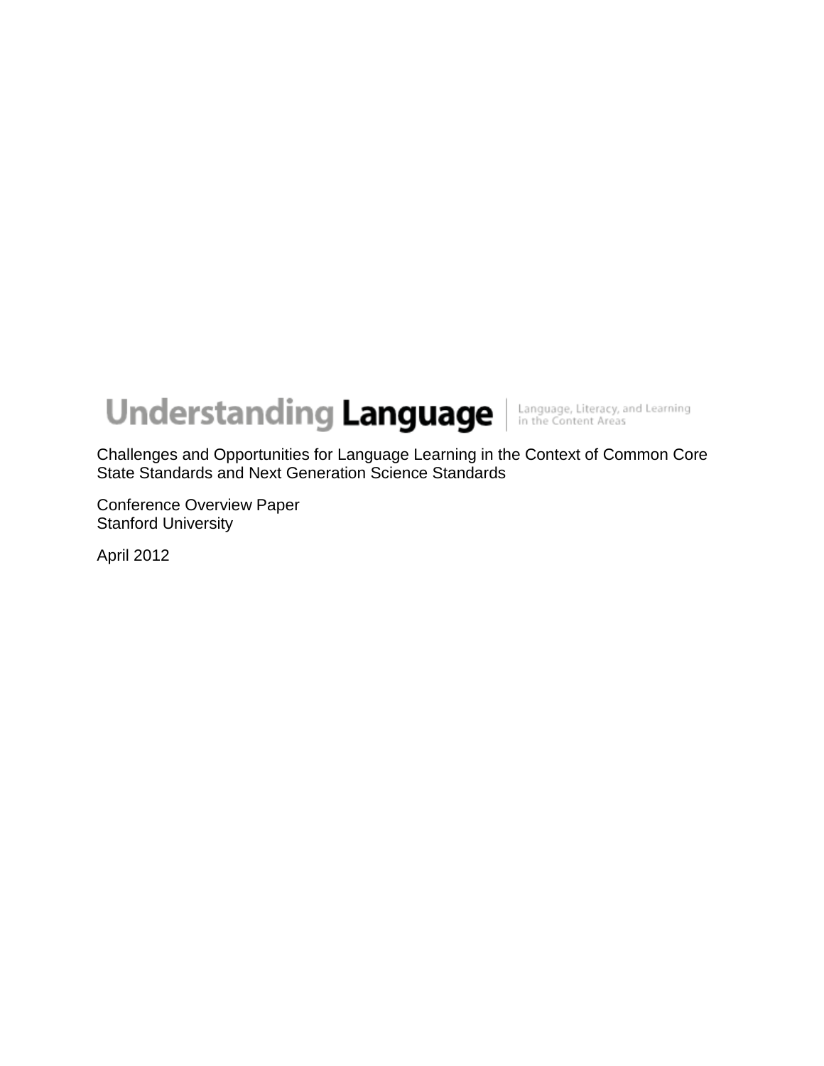# Understanding Language

Language, Literacy, and Learning in the Content Areas

Challenges and Opportunities for Language Learning in the Context of Common Core State Standards and Next Generation Science Standards

Conference Overview Paper
Stanford University

April 2012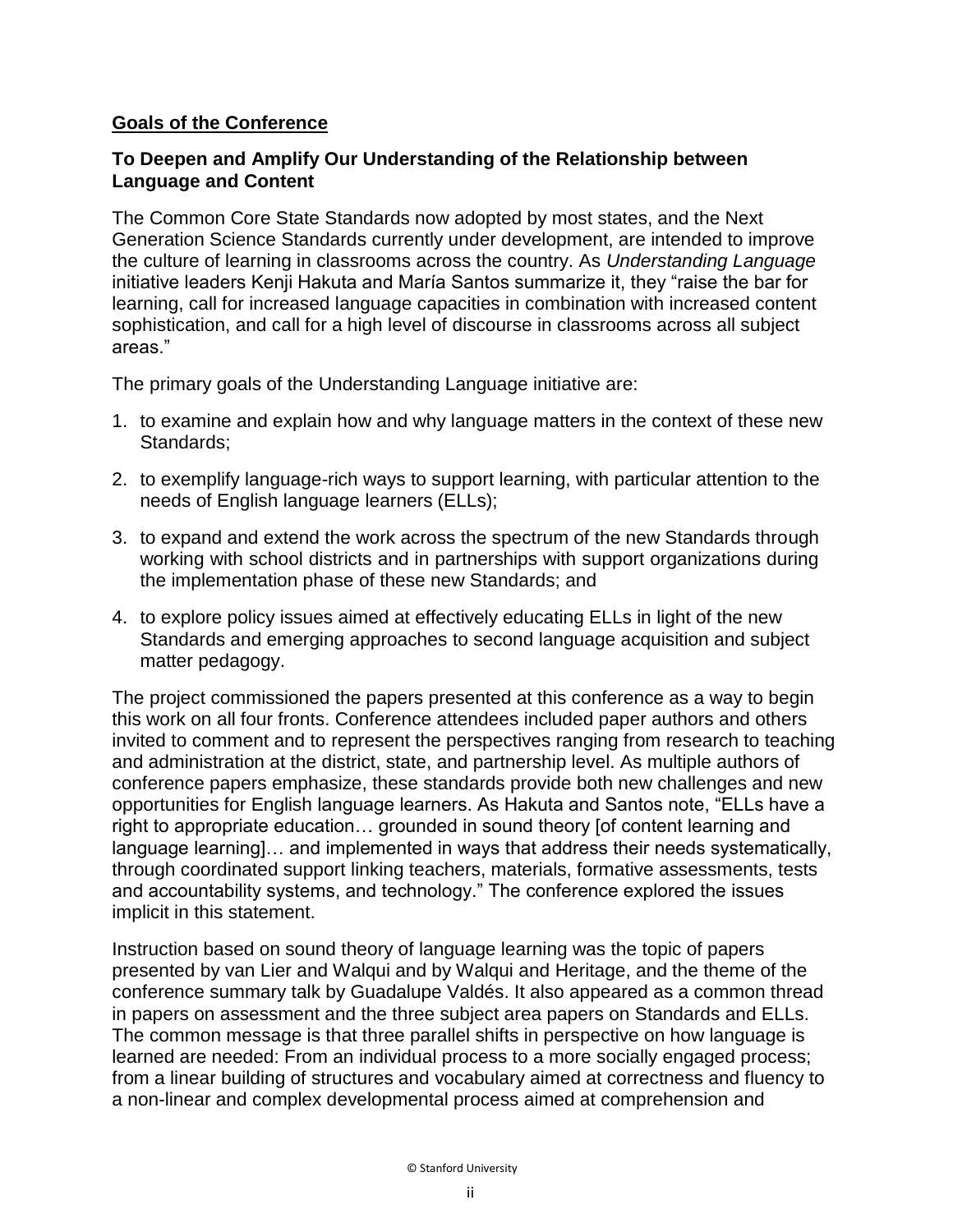## **Goals of the Conference**

### **To Deepen and Amplify Our Understanding of the Relationship between Language and Content**

The Common Core State Standards now adopted by most states, and the Next Generation Science Standards currently under development, are intended to improve the culture of learning in classrooms across the country. As *Understanding Language* initiative leaders Kenji Hakuta and María Santos summarize it, they "raise the bar for learning, call for increased language capacities in combination with increased content sophistication, and call for a high level of discourse in classrooms across all subject areas."

The primary goals of the Understanding Language initiative are:

1. to examine and explain how and why language matters in the context of these new Standards;
2. to exemplify language-rich ways to support learning, with particular attention to the needs of English language learners (ELLs);
3. to expand and extend the work across the spectrum of the new Standards through working with school districts and in partnerships with support organizations during the implementation phase of these new Standards; and
4. to explore policy issues aimed at effectively educating ELLs in light of the new Standards and emerging approaches to second language acquisition and subject matter pedagogy.

The project commissioned the papers presented at this conference as a way to begin this work on all four fronts. Conference attendees included paper authors and others invited to comment and to represent the perspectives ranging from research to teaching and administration at the district, state, and partnership level. As multiple authors of conference papers emphasize, these standards provide both new challenges and new opportunities for English language learners. As Hakuta and Santos note, "ELLs have a right to appropriate education… grounded in sound theory [of content learning and language learning]… and implemented in ways that address their needs systematically, through coordinated support linking teachers, materials, formative assessments, tests and accountability systems, and technology." The conference explored the issues implicit in this statement.

Instruction based on sound theory of language learning was the topic of papers presented by van Lier and Walqui and by Walqui and Heritage, and the theme of the conference summary talk by Guadalupe Valdés. It also appeared as a common thread in papers on assessment and the three subject area papers on Standards and ELLs. The common message is that three parallel shifts in perspective on how language is learned are needed: From an individual process to a more socially engaged process; from a linear building of structures and vocabulary aimed at correctness and fluency to a non-linear and complex developmental process aimed at comprehension and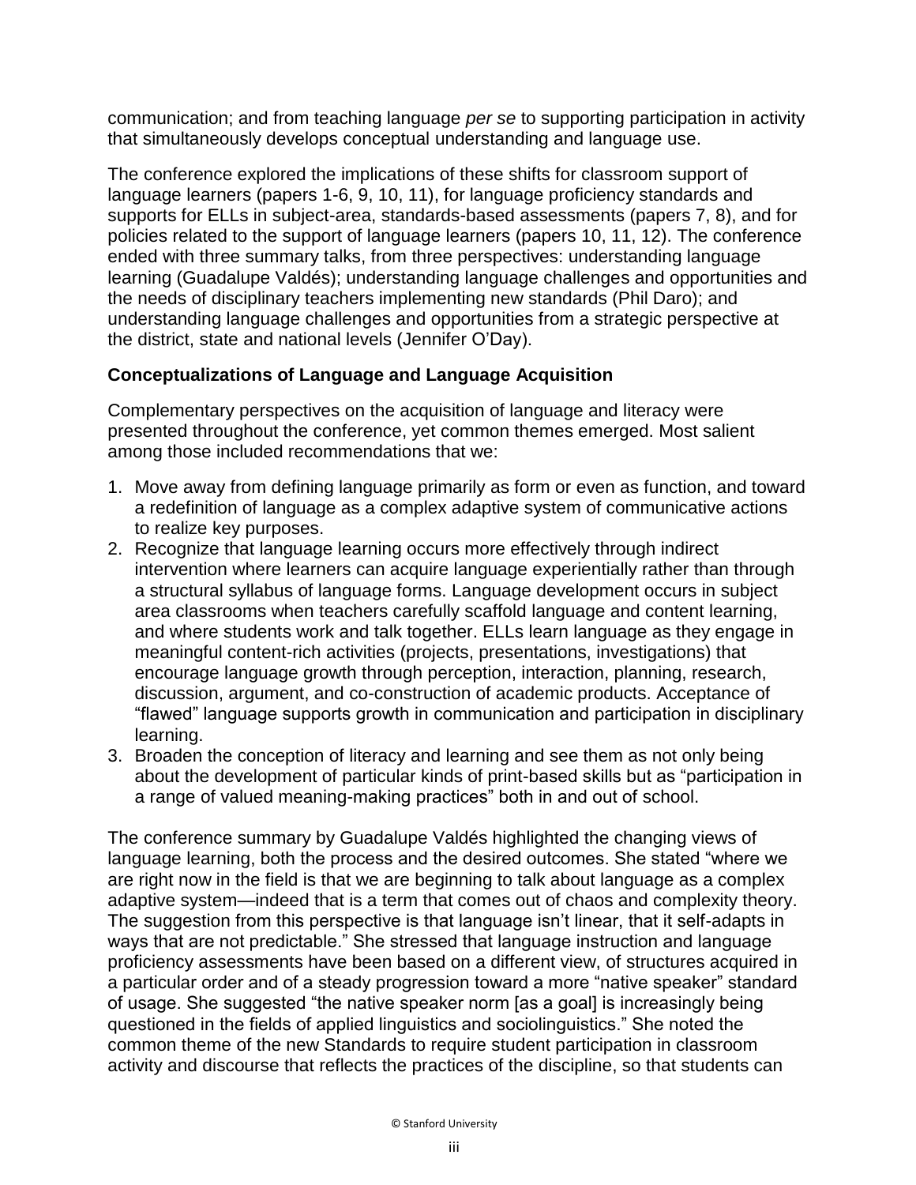communication; and from teaching language *per se* to supporting participation in activity that simultaneously develops conceptual understanding and language use.

The conference explored the implications of these shifts for classroom support of language learners (papers 1-6, 9, 10, 11), for language proficiency standards and supports for ELLs in subject-area, standards-based assessments (papers 7, 8), and for policies related to the support of language learners (papers 10, 11, 12). The conference ended with three summary talks, from three perspectives: understanding language learning (Guadalupe Valdés); understanding language challenges and opportunities and the needs of disciplinary teachers implementing new standards (Phil Daro); and understanding language challenges and opportunities from a strategic perspective at the district, state and national levels (Jennifer O'Day).

### Conceptualizations of Language and Language Acquisition

Complementary perspectives on the acquisition of language and literacy were presented throughout the conference, yet common themes emerged. Most salient among those included recommendations that we:

1. Move away from defining language primarily as form or even as function, and toward a redefinition of language as a complex adaptive system of communicative actions to realize key purposes.
2. Recognize that language learning occurs more effectively through indirect intervention where learners can acquire language experientially rather than through a structural syllabus of language forms. Language development occurs in subject area classrooms when teachers carefully scaffold language and content learning, and where students work and talk together. ELLs learn language as they engage in meaningful content-rich activities (projects, presentations, investigations) that encourage language growth through perception, interaction, planning, research, discussion, argument, and co-construction of academic products. Acceptance of "flawed" language supports growth in communication and participation in disciplinary learning.
3. Broaden the conception of literacy and learning and see them as not only being about the development of particular kinds of print-based skills but as "participation in a range of valued meaning-making practices" both in and out of school.

The conference summary by Guadalupe Valdés highlighted the changing views of language learning, both the process and the desired outcomes. She stated "where we are right now in the field is that we are beginning to talk about language as a complex adaptive system—indeed that is a term that comes out of chaos and complexity theory. The suggestion from this perspective is that language isn't linear, that it self-adapts in ways that are not predictable." She stressed that language instruction and language proficiency assessments have been based on a different view, of structures acquired in a particular order and of a steady progression toward a more "native speaker" standard of usage. She suggested "the native speaker norm [as a goal] is increasingly being questioned in the fields of applied linguistics and sociolinguistics." She noted the common theme of the new Standards to require student participation in classroom activity and discourse that reflects the practices of the discipline, so that students can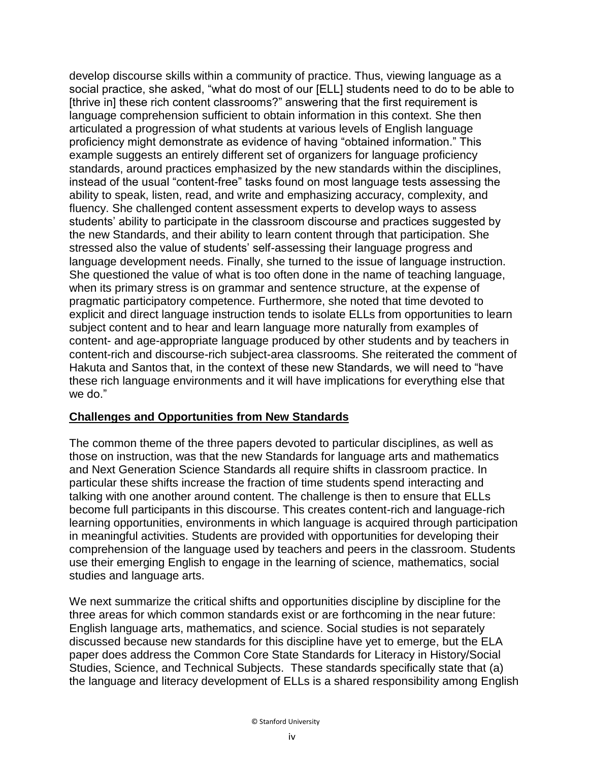develop discourse skills within a community of practice. Thus, viewing language as a social practice, she asked, "what do most of our [ELL] students need to do to be able to [thrive in] these rich content classrooms?" answering that the first requirement is language comprehension sufficient to obtain information in this context. She then articulated a progression of what students at various levels of English language proficiency might demonstrate as evidence of having "obtained information." This example suggests an entirely different set of organizers for language proficiency standards, around practices emphasized by the new standards within the disciplines, instead of the usual "content-free" tasks found on most language tests assessing the ability to speak, listen, read, and write and emphasizing accuracy, complexity, and fluency. She challenged content assessment experts to develop ways to assess students' ability to participate in the classroom discourse and practices suggested by the new Standards, and their ability to learn content through that participation. She stressed also the value of students' self-assessing their language progress and language development needs. Finally, she turned to the issue of language instruction. She questioned the value of what is too often done in the name of teaching language, when its primary stress is on grammar and sentence structure, at the expense of pragmatic participatory competence. Furthermore, she noted that time devoted to explicit and direct language instruction tends to isolate ELLs from opportunities to learn subject content and to hear and learn language more naturally from examples of content- and age-appropriate language produced by other students and by teachers in content-rich and discourse-rich subject-area classrooms. She reiterated the comment of Hakuta and Santos that, in the context of these new Standards, we will need to "have these rich language environments and it will have implications for everything else that we do."

## Challenges and Opportunities from New Standards

The common theme of the three papers devoted to particular disciplines, as well as those on instruction, was that the new Standards for language arts and mathematics and Next Generation Science Standards all require shifts in classroom practice. In particular these shifts increase the fraction of time students spend interacting and talking with one another around content. The challenge is then to ensure that ELLs become full participants in this discourse. This creates content-rich and language-rich learning opportunities, environments in which language is acquired through participation in meaningful activities. Students are provided with opportunities for developing their comprehension of the language used by teachers and peers in the classroom. Students use their emerging English to engage in the learning of science, mathematics, social studies and language arts.

We next summarize the critical shifts and opportunities discipline by discipline for the three areas for which common standards exist or are forthcoming in the near future: English language arts, mathematics, and science. Social studies is not separately discussed because new standards for this discipline have yet to emerge, but the ELA paper does address the Common Core State Standards for Literacy in History/Social Studies, Science, and Technical Subjects. These standards specifically state that (a) the language and literacy development of ELLs is a shared responsibility among English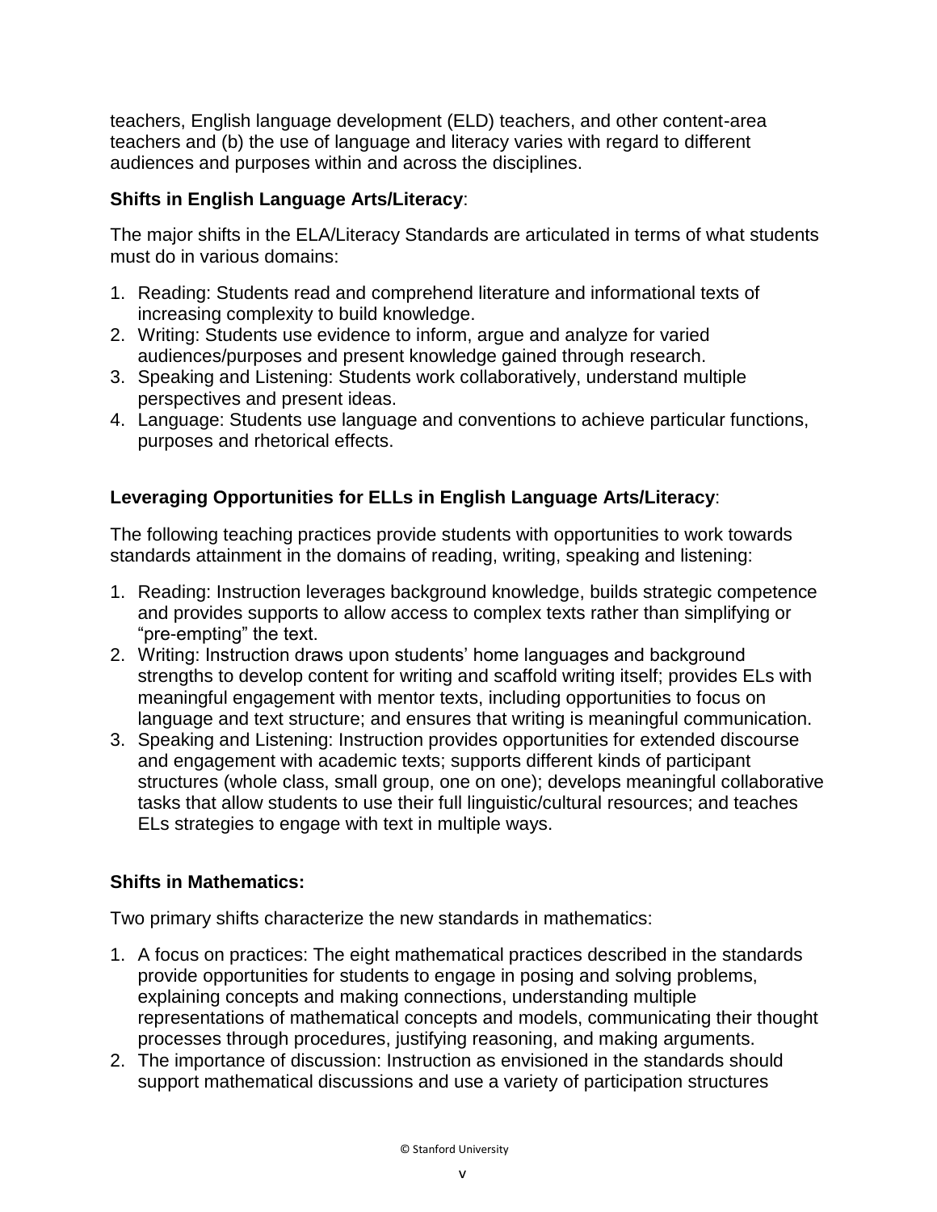teachers, English language development (ELD) teachers, and other content-area teachers and (b) the use of language and literacy varies with regard to different audiences and purposes within and across the disciplines.

**Shifts in English Language Arts/Literacy**:

The major shifts in the ELA/Literacy Standards are articulated in terms of what students must do in various domains:

1. Reading: Students read and comprehend literature and informational texts of increasing complexity to build knowledge.
2. Writing: Students use evidence to inform, argue and analyze for varied audiences/purposes and present knowledge gained through research.
3. Speaking and Listening: Students work collaboratively, understand multiple perspectives and present ideas.
4. Language: Students use language and conventions to achieve particular functions, purposes and rhetorical effects.

**Leveraging Opportunities for ELLs in English Language Arts/Literacy**:

The following teaching practices provide students with opportunities to work towards standards attainment in the domains of reading, writing, speaking and listening:

1. Reading: Instruction leverages background knowledge, builds strategic competence and provides supports to allow access to complex texts rather than simplifying or "pre-empting" the text.
2. Writing: Instruction draws upon students' home languages and background strengths to develop content for writing and scaffold writing itself; provides ELs with meaningful engagement with mentor texts, including opportunities to focus on language and text structure; and ensures that writing is meaningful communication.
3. Speaking and Listening: Instruction provides opportunities for extended discourse and engagement with academic texts; supports different kinds of participant structures (whole class, small group, one on one); develops meaningful collaborative tasks that allow students to use their full linguistic/cultural resources; and teaches ELs strategies to engage with text in multiple ways.

**Shifts in Mathematics:**

Two primary shifts characterize the new standards in mathematics:

1. A focus on practices: The eight mathematical practices described in the standards provide opportunities for students to engage in posing and solving problems, explaining concepts and making connections, understanding multiple representations of mathematical concepts and models, communicating their thought processes through procedures, justifying reasoning, and making arguments.
2. The importance of discussion: Instruction as envisioned in the standards should support mathematical discussions and use a variety of participation structures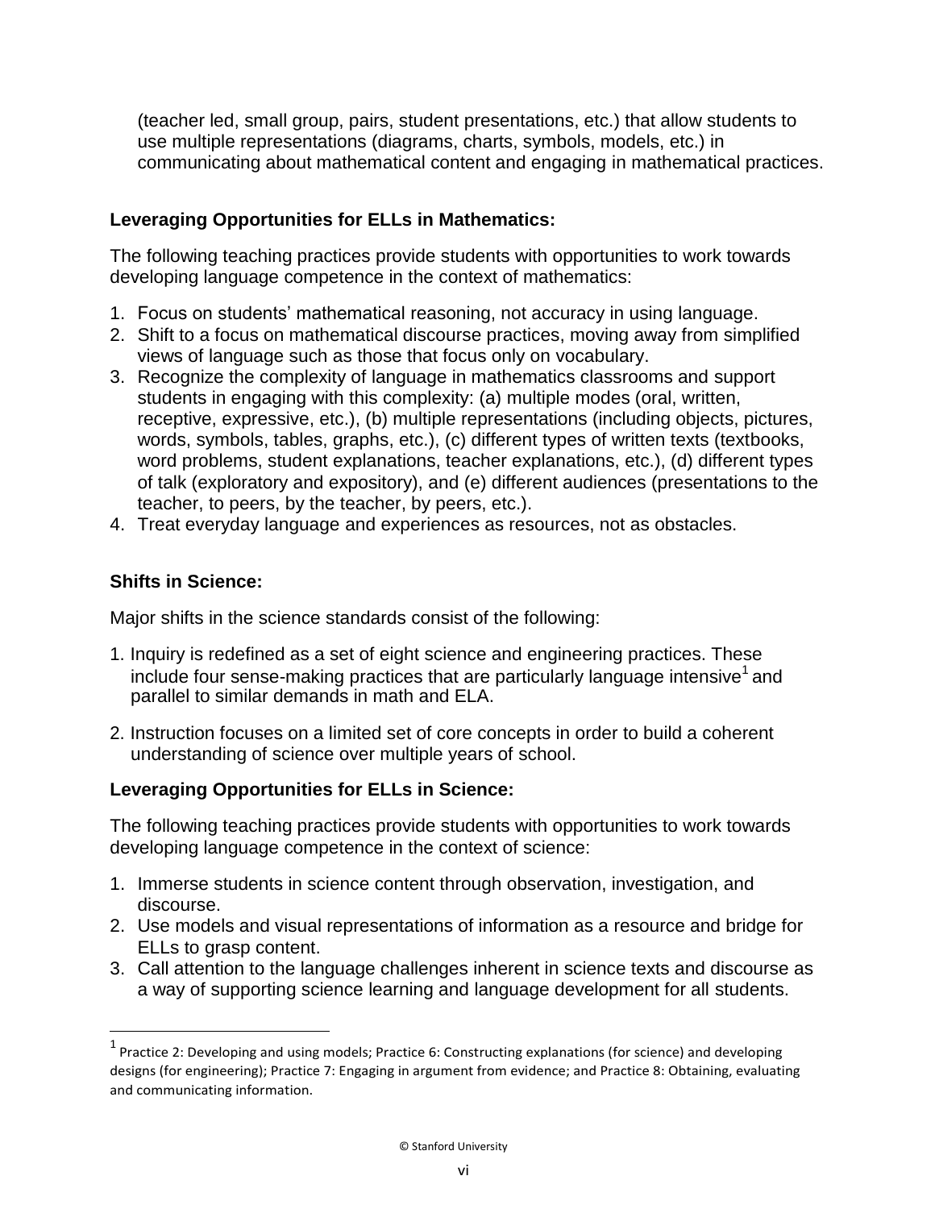(teacher led, small group, pairs, student presentations, etc.) that allow students to use multiple representations (diagrams, charts, symbols, models, etc.) in communicating about mathematical content and engaging in mathematical practices.

**Leveraging Opportunities for ELLs in Mathematics:**

The following teaching practices provide students with opportunities to work towards developing language competence in the context of mathematics:

1. Focus on students' mathematical reasoning, not accuracy in using language.
2. Shift to a focus on mathematical discourse practices, moving away from simplified views of language such as those that focus only on vocabulary.
3. Recognize the complexity of language in mathematics classrooms and support students in engaging with this complexity: (a) multiple modes (oral, written, receptive, expressive, etc.), (b) multiple representations (including objects, pictures, words, symbols, tables, graphs, etc.), (c) different types of written texts (textbooks, word problems, student explanations, teacher explanations, etc.), (d) different types of talk (exploratory and expository), and (e) different audiences (presentations to the teacher, to peers, by the teacher, by peers, etc.).
4. Treat everyday language and experiences as resources, not as obstacles.

**Shifts in Science:**

Major shifts in the science standards consist of the following:

1. Inquiry is redefined as a set of eight science and engineering practices. These include four sense-making practices that are particularly language intensive[1] and parallel to similar demands in math and ELA.

2. Instruction focuses on a limited set of core concepts in order to build a coherent understanding of science over multiple years of school.

**Leveraging Opportunities for ELLs in Science:**

The following teaching practices provide students with opportunities to work towards developing language competence in the context of science:

1. Immerse students in science content through observation, investigation, and discourse.
2. Use models and visual representations of information as a resource and bridge for ELLs to grasp content.
3. Call attention to the language challenges inherent in science texts and discourse as a way of supporting science learning and language development for all students.

[1] Practice 2: Developing and using models; Practice 6: Constructing explanations (for science) and developing designs (for engineering); Practice 7: Engaging in argument from evidence; and Practice 8: Obtaining, evaluating and communicating information.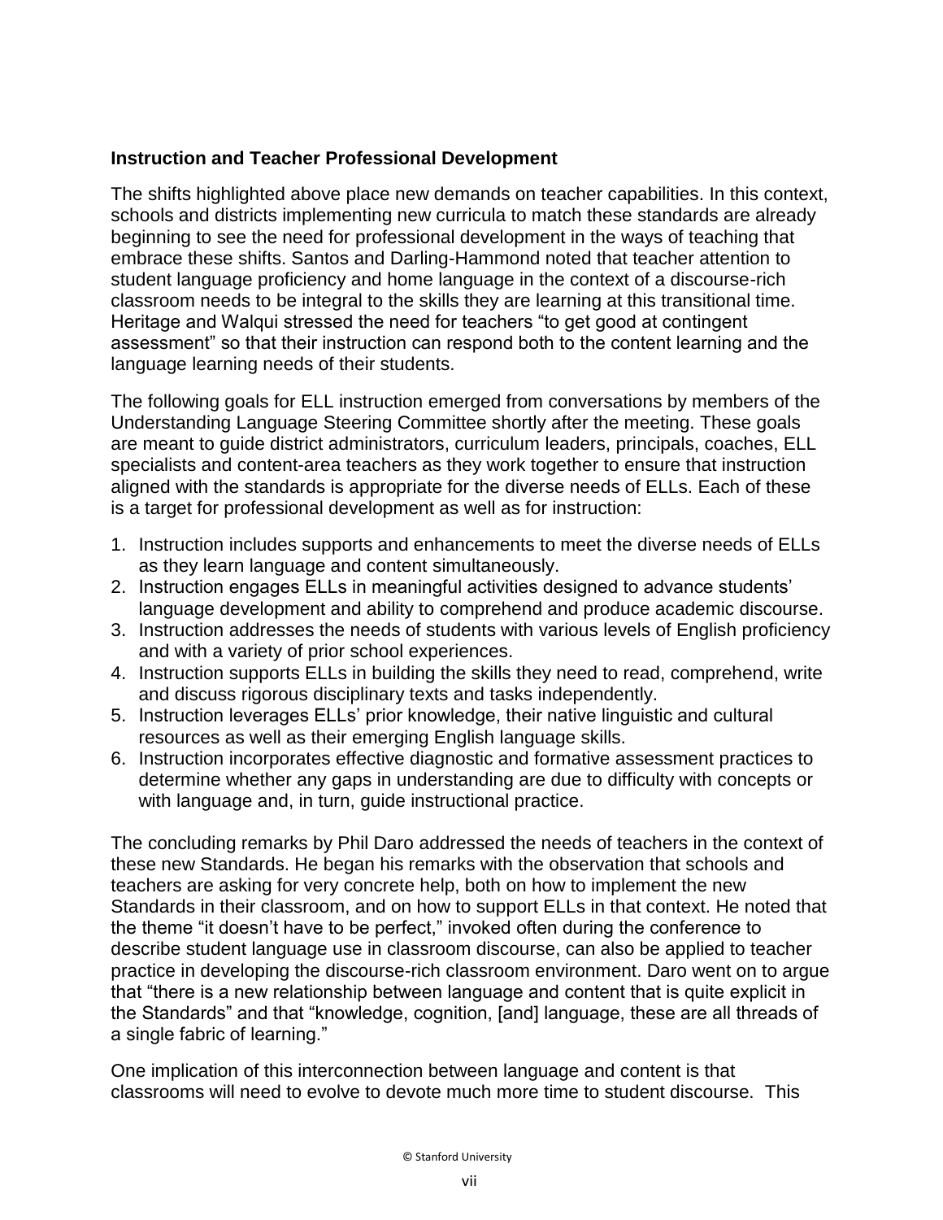**Instruction and Teacher Professional Development**

The shifts highlighted above place new demands on teacher capabilities. In this context, schools and districts implementing new curricula to match these standards are already beginning to see the need for professional development in the ways of teaching that embrace these shifts. Santos and Darling-Hammond noted that teacher attention to student language proficiency and home language in the context of a discourse-rich classroom needs to be integral to the skills they are learning at this transitional time. Heritage and Walqui stressed the need for teachers "to get good at contingent assessment" so that their instruction can respond both to the content learning and the language learning needs of their students.

The following goals for ELL instruction emerged from conversations by members of the Understanding Language Steering Committee shortly after the meeting. These goals are meant to guide district administrators, curriculum leaders, principals, coaches, ELL specialists and content-area teachers as they work together to ensure that instruction aligned with the standards is appropriate for the diverse needs of ELLs. Each of these is a target for professional development as well as for instruction:

1. Instruction includes supports and enhancements to meet the diverse needs of ELLs as they learn language and content simultaneously.
2. Instruction engages ELLs in meaningful activities designed to advance students' language development and ability to comprehend and produce academic discourse.
3. Instruction addresses the needs of students with various levels of English proficiency and with a variety of prior school experiences.
4. Instruction supports ELLs in building the skills they need to read, comprehend, write and discuss rigorous disciplinary texts and tasks independently.
5. Instruction leverages ELLs' prior knowledge, their native linguistic and cultural resources as well as their emerging English language skills.
6. Instruction incorporates effective diagnostic and formative assessment practices to determine whether any gaps in understanding are due to difficulty with concepts or with language and, in turn, guide instructional practice.

The concluding remarks by Phil Daro addressed the needs of teachers in the context of these new Standards. He began his remarks with the observation that schools and teachers are asking for very concrete help, both on how to implement the new Standards in their classroom, and on how to support ELLs in that context. He noted that the theme "it doesn't have to be perfect," invoked often during the conference to describe student language use in classroom discourse, can also be applied to teacher practice in developing the discourse-rich classroom environment. Daro went on to argue that "there is a new relationship between language and content that is quite explicit in the Standards" and that "knowledge, cognition, [and] language, these are all threads of a single fabric of learning."

One implication of this interconnection between language and content is that classrooms will need to evolve to devote much more time to student discourse. This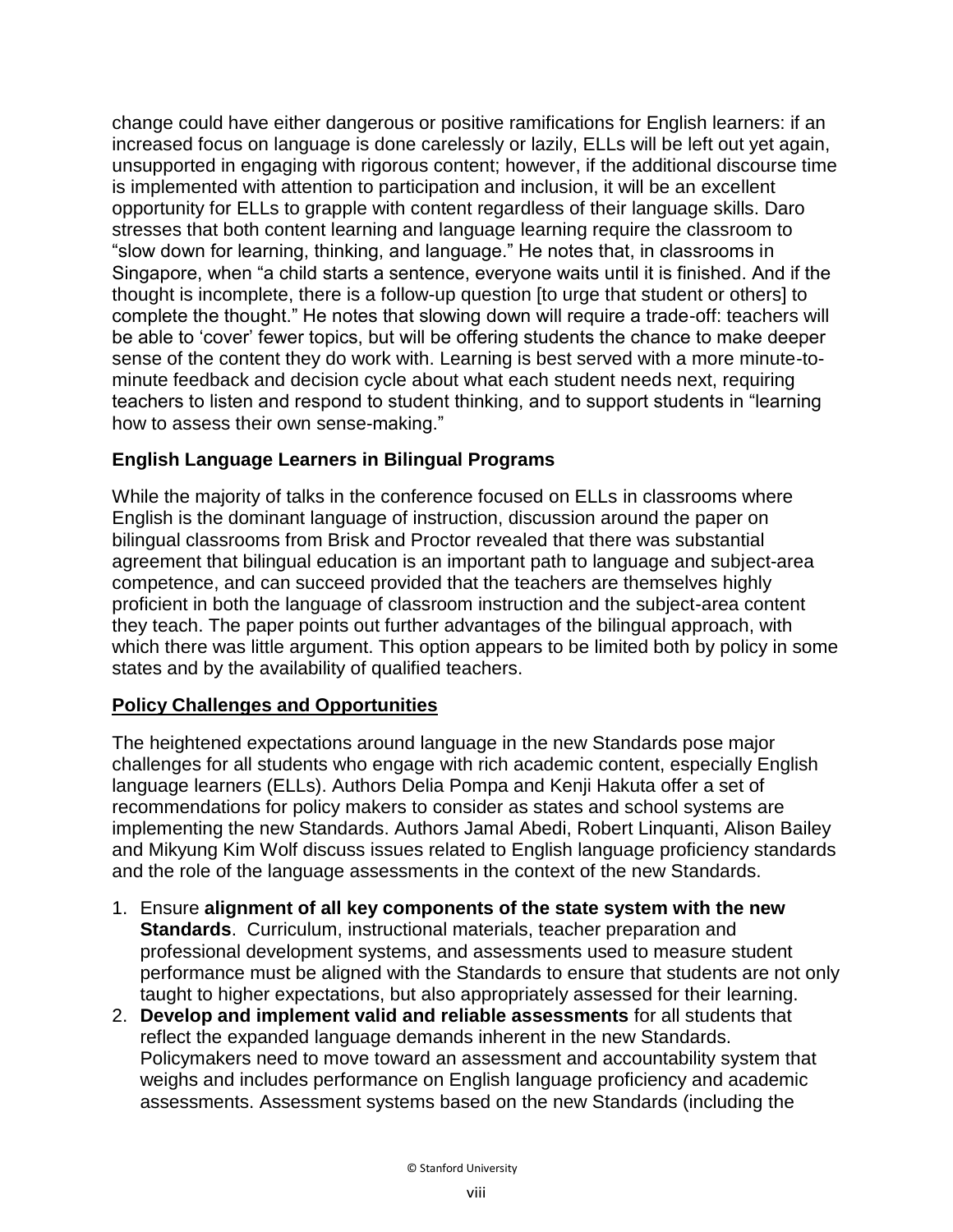change could have either dangerous or positive ramifications for English learners: if an increased focus on language is done carelessly or lazily, ELLs will be left out yet again, unsupported in engaging with rigorous content; however, if the additional discourse time is implemented with attention to participation and inclusion, it will be an excellent opportunity for ELLs to grapple with content regardless of their language skills. Daro stresses that both content learning and language learning require the classroom to "slow down for learning, thinking, and language." He notes that, in classrooms in Singapore, when "a child starts a sentence, everyone waits until it is finished. And if the thought is incomplete, there is a follow-up question [to urge that student or others] to complete the thought." He notes that slowing down will require a trade-off: teachers will be able to 'cover' fewer topics, but will be offering students the chance to make deeper sense of the content they do work with. Learning is best served with a more minute-to-minute feedback and decision cycle about what each student needs next, requiring teachers to listen and respond to student thinking, and to support students in "learning how to assess their own sense-making."

### English Language Learners in Bilingual Programs

While the majority of talks in the conference focused on ELLs in classrooms where English is the dominant language of instruction, discussion around the paper on bilingual classrooms from Brisk and Proctor revealed that there was substantial agreement that bilingual education is an important path to language and subject-area competence, and can succeed provided that the teachers are themselves highly proficient in both the language of classroom instruction and the subject-area content they teach. The paper points out further advantages of the bilingual approach, with which there was little argument. This option appears to be limited both by policy in some states and by the availability of qualified teachers.

## Policy Challenges and Opportunities

The heightened expectations around language in the new Standards pose major challenges for all students who engage with rich academic content, especially English language learners (ELLs). Authors Delia Pompa and Kenji Hakuta offer a set of recommendations for policy makers to consider as states and school systems are implementing the new Standards. Authors Jamal Abedi, Robert Linquanti, Alison Bailey and Mikyung Kim Wolf discuss issues related to English language proficiency standards and the role of the language assessments in the context of the new Standards.

1. Ensure **alignment of all key components of the state system with the new Standards**. Curriculum, instructional materials, teacher preparation and professional development systems, and assessments used to measure student performance must be aligned with the Standards to ensure that students are not only taught to higher expectations, but also appropriately assessed for their learning.
2. **Develop and implement valid and reliable assessments** for all students that reflect the expanded language demands inherent in the new Standards. Policymakers need to move toward an assessment and accountability system that weighs and includes performance on English language proficiency and academic assessments. Assessment systems based on the new Standards (including the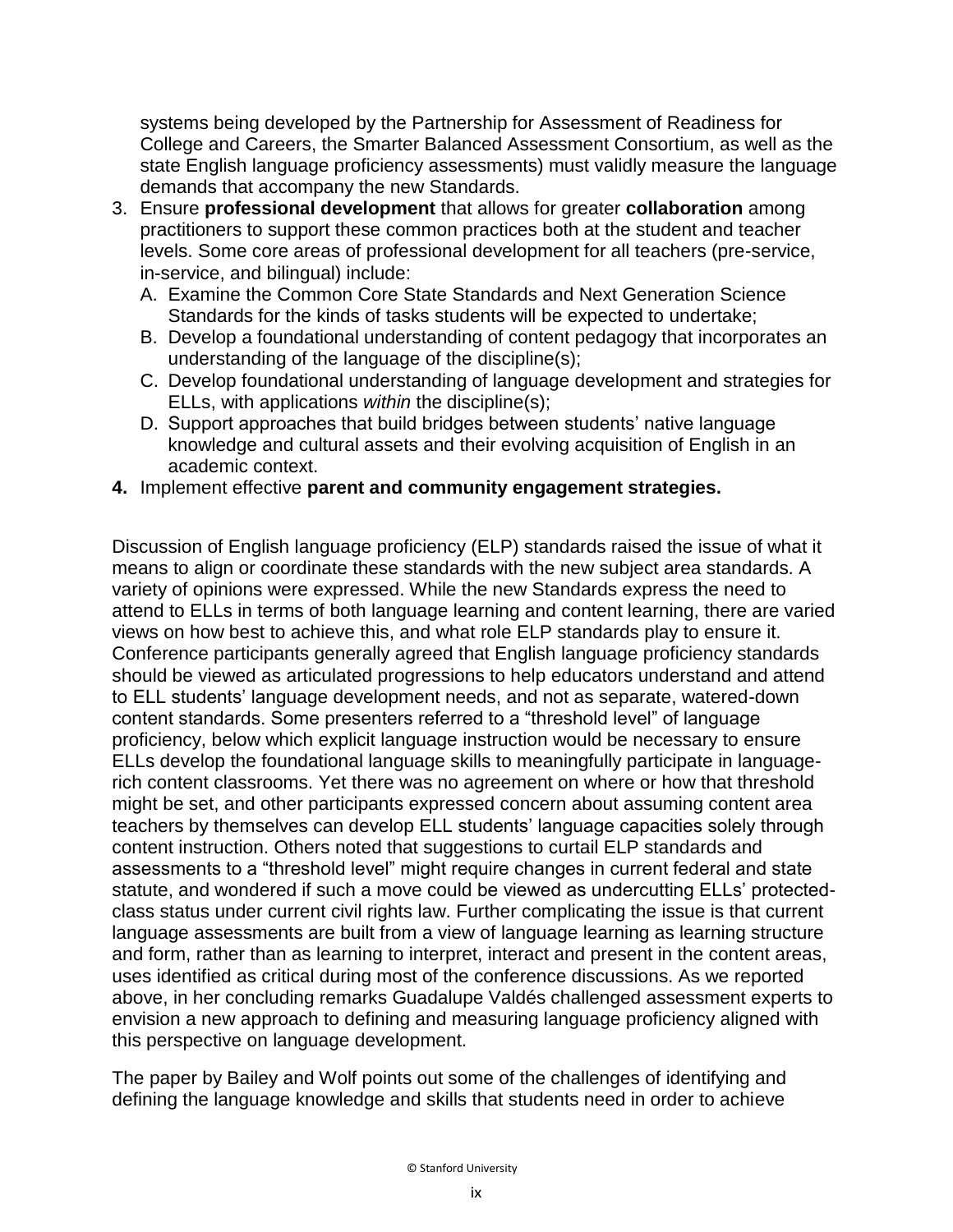systems being developed by the Partnership for Assessment of Readiness for College and Careers, the Smarter Balanced Assessment Consortium, as well as the state English language proficiency assessments) must validly measure the language demands that accompany the new Standards.

3. Ensure **professional development** that allows for greater **collaboration** among practitioners to support these common practices both at the student and teacher levels. Some core areas of professional development for all teachers (pre-service, in-service, and bilingual) include:
   A. Examine the Common Core State Standards and Next Generation Science Standards for the kinds of tasks students will be expected to undertake;
   B. Develop a foundational understanding of content pedagogy that incorporates an understanding of the language of the discipline(s);
   C. Develop foundational understanding of language development and strategies for ELLs, with applications *within* the discipline(s);
   D. Support approaches that build bridges between students' native language knowledge and cultural assets and their evolving acquisition of English in an academic context.
4. Implement effective **parent and community engagement strategies.**

Discussion of English language proficiency (ELP) standards raised the issue of what it means to align or coordinate these standards with the new subject area standards. A variety of opinions were expressed. While the new Standards express the need to attend to ELLs in terms of both language learning and content learning, there are varied views on how best to achieve this, and what role ELP standards play to ensure it. Conference participants generally agreed that English language proficiency standards should be viewed as articulated progressions to help educators understand and attend to ELL students' language development needs, and not as separate, watered-down content standards. Some presenters referred to a "threshold level" of language proficiency, below which explicit language instruction would be necessary to ensure ELLs develop the foundational language skills to meaningfully participate in language-rich content classrooms. Yet there was no agreement on where or how that threshold might be set, and other participants expressed concern about assuming content area teachers by themselves can develop ELL students' language capacities solely through content instruction. Others noted that suggestions to curtail ELP standards and assessments to a "threshold level" might require changes in current federal and state statute, and wondered if such a move could be viewed as undercutting ELLs' protected-class status under current civil rights law. Further complicating the issue is that current language assessments are built from a view of language learning as learning structure and form, rather than as learning to interpret, interact and present in the content areas, uses identified as critical during most of the conference discussions. As we reported above, in her concluding remarks Guadalupe Valdés challenged assessment experts to envision a new approach to defining and measuring language proficiency aligned with this perspective on language development.

The paper by Bailey and Wolf points out some of the challenges of identifying and defining the language knowledge and skills that students need in order to achieve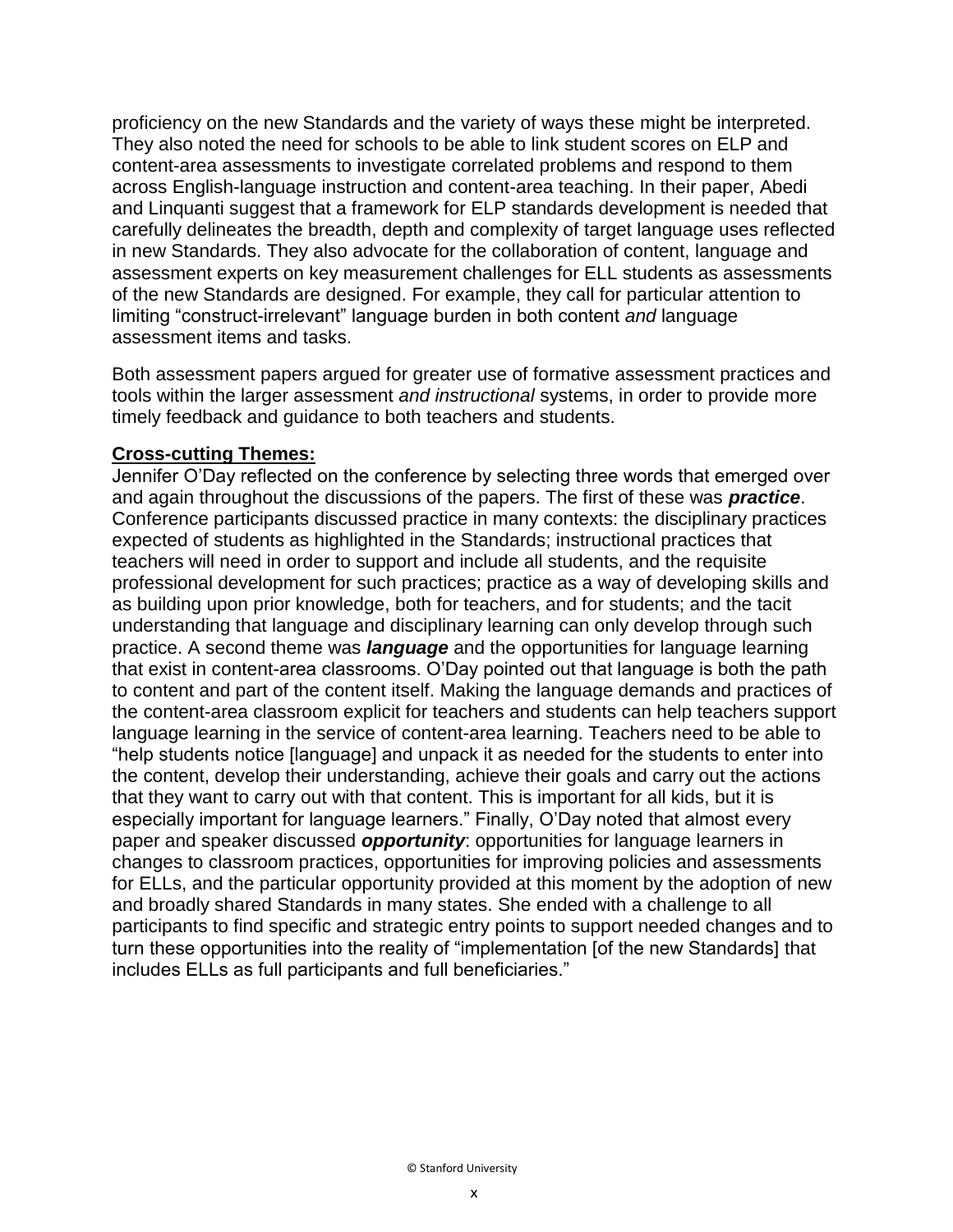proficiency on the new Standards and the variety of ways these might be interpreted. They also noted the need for schools to be able to link student scores on ELP and content-area assessments to investigate correlated problems and respond to them across English-language instruction and content-area teaching. In their paper, Abedi and Linquanti suggest that a framework for ELP standards development is needed that carefully delineates the breadth, depth and complexity of target language uses reflected in new Standards. They also advocate for the collaboration of content, language and assessment experts on key measurement challenges for ELL students as assessments of the new Standards are designed. For example, they call for particular attention to limiting "construct-irrelevant" language burden in both content *and* language assessment items and tasks.

Both assessment papers argued for greater use of formative assessment practices and tools within the larger assessment *and instructional* systems, in order to provide more timely feedback and guidance to both teachers and students.

**Cross-cutting Themes:**

Jennifer O'Day reflected on the conference by selecting three words that emerged over and again throughout the discussions of the papers. The first of these was ***practice***. Conference participants discussed practice in many contexts: the disciplinary practices expected of students as highlighted in the Standards; instructional practices that teachers will need in order to support and include all students, and the requisite professional development for such practices; practice as a way of developing skills and as building upon prior knowledge, both for teachers, and for students; and the tacit understanding that language and disciplinary learning can only develop through such practice. A second theme was ***language*** and the opportunities for language learning that exist in content-area classrooms. O'Day pointed out that language is both the path to content and part of the content itself. Making the language demands and practices of the content-area classroom explicit for teachers and students can help teachers support language learning in the service of content-area learning. Teachers need to be able to "help students notice [language] and unpack it as needed for the students to enter into the content, develop their understanding, achieve their goals and carry out the actions that they want to carry out with that content. This is important for all kids, but it is especially important for language learners." Finally, O'Day noted that almost every paper and speaker discussed ***opportunity***: opportunities for language learners in changes to classroom practices, opportunities for improving policies and assessments for ELLs, and the particular opportunity provided at this moment by the adoption of new and broadly shared Standards in many states. She ended with a challenge to all participants to find specific and strategic entry points to support needed changes and to turn these opportunities into the reality of "implementation [of the new Standards] that includes ELLs as full participants and full beneficiaries."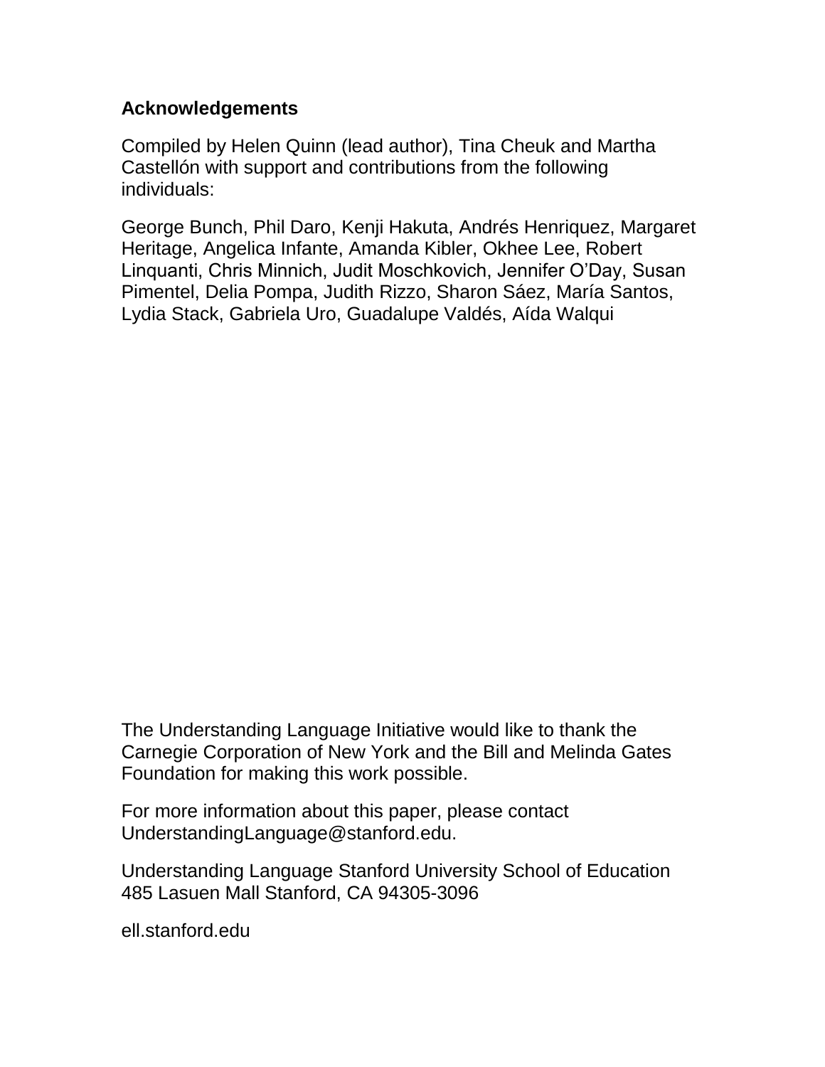**Acknowledgements**

Compiled by Helen Quinn (lead author), Tina Cheuk and Martha Castellón with support and contributions from the following individuals:

George Bunch, Phil Daro, Kenji Hakuta, Andrés Henriquez, Margaret Heritage, Angelica Infante, Amanda Kibler, Okhee Lee, Robert Linquanti, Chris Minnich, Judit Moschkovich, Jennifer O'Day, Susan Pimentel, Delia Pompa, Judith Rizzo, Sharon Sáez, María Santos, Lydia Stack, Gabriela Uro, Guadalupe Valdés, Aída Walqui

The Understanding Language Initiative would like to thank the Carnegie Corporation of New York and the Bill and Melinda Gates Foundation for making this work possible.

For more information about this paper, please contact UnderstandingLanguage@stanford.edu.

Understanding Language Stanford University School of Education 485 Lasuen Mall Stanford, CA 94305-3096

ell.stanford.edu